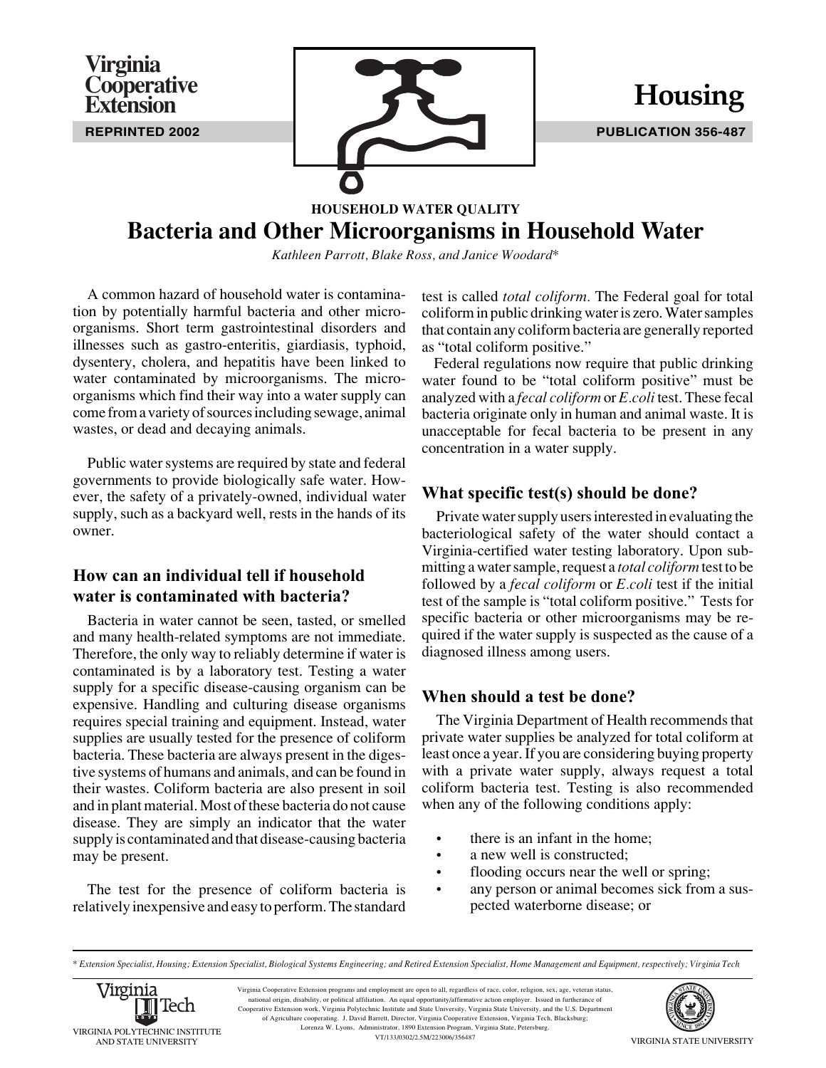Virginia Cooperative Extension

REPRINTED 2002

# Housing

PUBLICATION 356-487

HOUSEHOLD WATER QUALITY

# Bacteria and Other Microorganisms in Household Water

*Kathleen Parrott, Blake Ross, and Janice Woodard**

A common hazard of household water is contamination by potentially harmful bacteria and other microorganisms. Short term gastrointestinal disorders and illnesses such as gastro-enteritis, giardiasis, typhoid, dysentery, cholera, and hepatitis have been linked to water contaminated by microorganisms. The microorganisms which find their way into a water supply can come from a variety of sources including sewage, animal wastes, or dead and decaying animals.

Public water systems are required by state and federal governments to provide biologically safe water. However, the safety of a privately-owned, individual water supply, such as a backyard well, rests in the hands of its owner.

## How can an individual tell if household water is contaminated with bacteria?

Bacteria in water cannot be seen, tasted, or smelled and many health-related symptoms are not immediate. Therefore, the only way to reliably determine if water is contaminated is by a laboratory test. Testing a water supply for a specific disease-causing organism can be expensive. Handling and culturing disease organisms requires special training and equipment. Instead, water supplies are usually tested for the presence of coliform bacteria. These bacteria are always present in the digestive systems of humans and animals, and can be found in their wastes. Coliform bacteria are also present in soil and in plant material. Most of these bacteria do not cause disease. They are simply an indicator that the water supply is contaminated and that disease-causing bacteria may be present.

The test for the presence of coliform bacteria is relatively inexpensive and easy to perform. The standard test is called *total coliform.* The Federal goal for total coliform in public drinking water is zero. Water samples that contain any coliform bacteria are generally reported as "total coliform positive."

Federal regulations now require that public drinking water found to be "total coliform positive" must be analyzed with a *fecal coliform* or *E.coli* test. These fecal bacteria originate only in human and animal waste. It is unacceptable for fecal bacteria to be present in any concentration in a water supply.

## What specific test(s) should be done?

Private water supply users interested in evaluating the bacteriological safety of the water should contact a Virginia-certified water testing laboratory. Upon submitting a water sample, request a *total coliform* test to be followed by a *fecal coliform* or *E.coli* test if the initial test of the sample is "total coliform positive." Tests for specific bacteria or other microorganisms may be required if the water supply is suspected as the cause of a diagnosed illness among users.

## When should a test be done?

The Virginia Department of Health recommends that private water supplies be analyzed for total coliform at least once a year. If you are considering buying property with a private water supply, always request a total coliform bacteria test. Testing is also recommended when any of the following conditions apply:

- there is an infant in the home;
- a new well is constructed;
- flooding occurs near the well or spring;
- any person or animal becomes sick from a suspected waterborne disease; or

---

\* *Extension Specialist, Housing; Extension Specialist, Biological Systems Engineering; and Retired Extension Specialist, Home Management and Equipment, respectively; Virginia Tech*

VIRGINIA POLYTECHNIC INSTITUTE AND STATE UNIVERSITY

Virginia Cooperative Extension programs and employment are open to all, regardless of race, color, religion, sex, age, veteran status, national origin, disability, or political affiliation. An equal opportunity/affirmative action employer. Issued in furtherance of Cooperative Extension work, Virginia Polytechnic Institute and State University, Virginia State University, and the U.S. Department of Agriculture cooperating. J. David Barrett, Director, Virginia Cooperative Extension, Virginia Tech, Blacksburg; Lorenza W. Lyons, Administrator, 1890 Extension Program, Virginia State, Petersburg.
VT/133/0302/2.5M/223006/356487

VIRGINIA STATE UNIVERSITY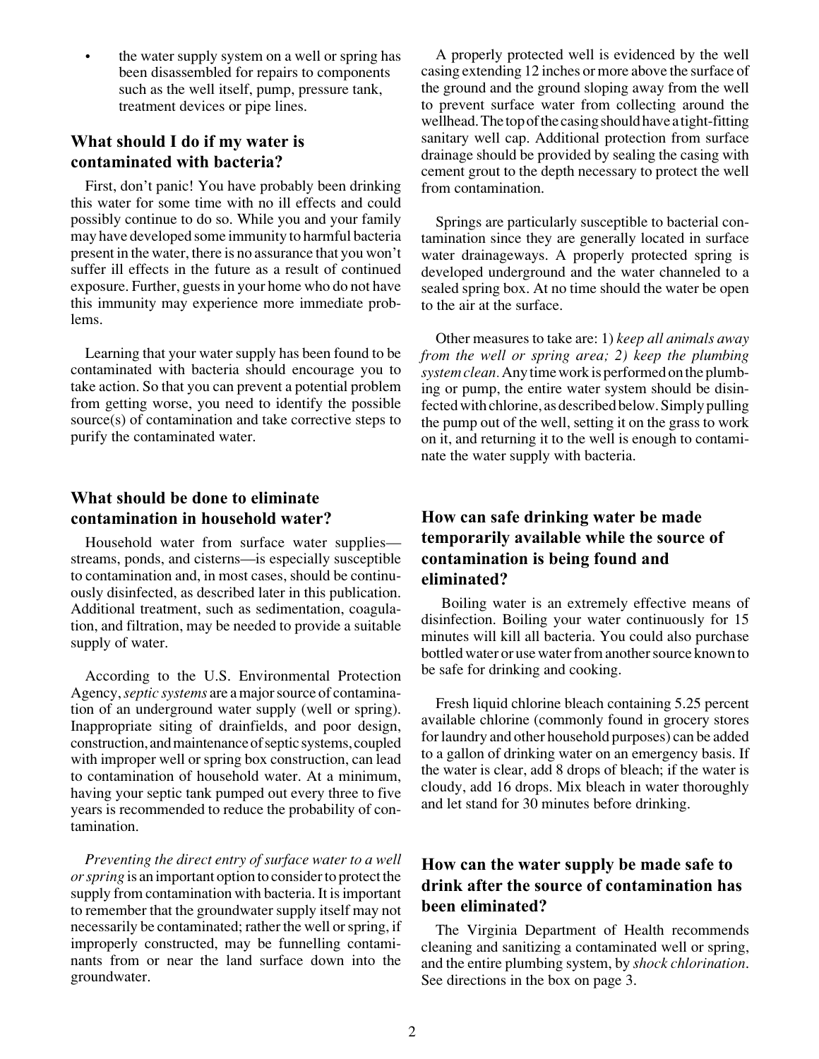- the water supply system on a well or spring has been disassembled for repairs to components such as the well itself, pump, pressure tank, treatment devices or pipe lines.

## What should I do if my water is contaminated with bacteria?

First, don't panic! You have probably been drinking this water for some time with no ill effects and could possibly continue to do so. While you and your family may have developed some immunity to harmful bacteria present in the water, there is no assurance that you won't suffer ill effects in the future as a result of continued exposure. Further, guests in your home who do not have this immunity may experience more immediate problems.

Learning that your water supply has been found to be contaminated with bacteria should encourage you to take action. So that you can prevent a potential problem from getting worse, you need to identify the possible source(s) of contamination and take corrective steps to purify the contaminated water.

## What should be done to eliminate contamination in household water?

Household water from surface water supplies—streams, ponds, and cisterns—is especially susceptible to contamination and, in most cases, should be continuously disinfected, as described later in this publication. Additional treatment, such as sedimentation, coagulation, and filtration, may be needed to provide a suitable supply of water.

According to the U.S. Environmental Protection Agency, *septic systems* are a major source of contamination of an underground water supply (well or spring). Inappropriate siting of drainfields, and poor design, construction, and maintenance of septic systems, coupled with improper well or spring box construction, can lead to contamination of household water. At a minimum, having your septic tank pumped out every three to five years is recommended to reduce the probability of contamination.

*Preventing the direct entry of surface water to a well or spring* is an important option to consider to protect the supply from contamination with bacteria. It is important to remember that the groundwater supply itself may not necessarily be contaminated; rather the well or spring, if improperly constructed, may be funnelling contaminants from or near the land surface down into the groundwater.

A properly protected well is evidenced by the well casing extending 12 inches or more above the surface of the ground and the ground sloping away from the well to prevent surface water from collecting around the wellhead. The top of the casing should have a tight-fitting sanitary well cap. Additional protection from surface drainage should be provided by sealing the casing with cement grout to the depth necessary to protect the well from contamination.

Springs are particularly susceptible to bacterial contamination since they are generally located in surface water drainageways. A properly protected spring is developed underground and the water channeled to a sealed spring box. At no time should the water be open to the air at the surface.

Other measures to take are: 1) *keep all animals away from the well or spring area; 2) keep the plumbing system clean.* Any time work is performed on the plumbing or pump, the entire water system should be disinfected with chlorine, as described below. Simply pulling the pump out of the well, setting it on the grass to work on it, and returning it to the well is enough to contaminate the water supply with bacteria.

## How can safe drinking water be made temporarily available while the source of contamination is being found and eliminated?

Boiling water is an extremely effective means of disinfection. Boiling your water continuously for 15 minutes will kill all bacteria. You could also purchase bottled water or use water from another source known to be safe for drinking and cooking.

Fresh liquid chlorine bleach containing 5.25 percent available chlorine (commonly found in grocery stores for laundry and other household purposes) can be added to a gallon of drinking water on an emergency basis. If the water is clear, add 8 drops of bleach; if the water is cloudy, add 16 drops. Mix bleach in water thoroughly and let stand for 30 minutes before drinking.

## How can the water supply be made safe to drink after the source of contamination has been eliminated?

The Virginia Department of Health recommends cleaning and sanitizing a contaminated well or spring, and the entire plumbing system, by *shock chlorination*. See directions in the box on page 3.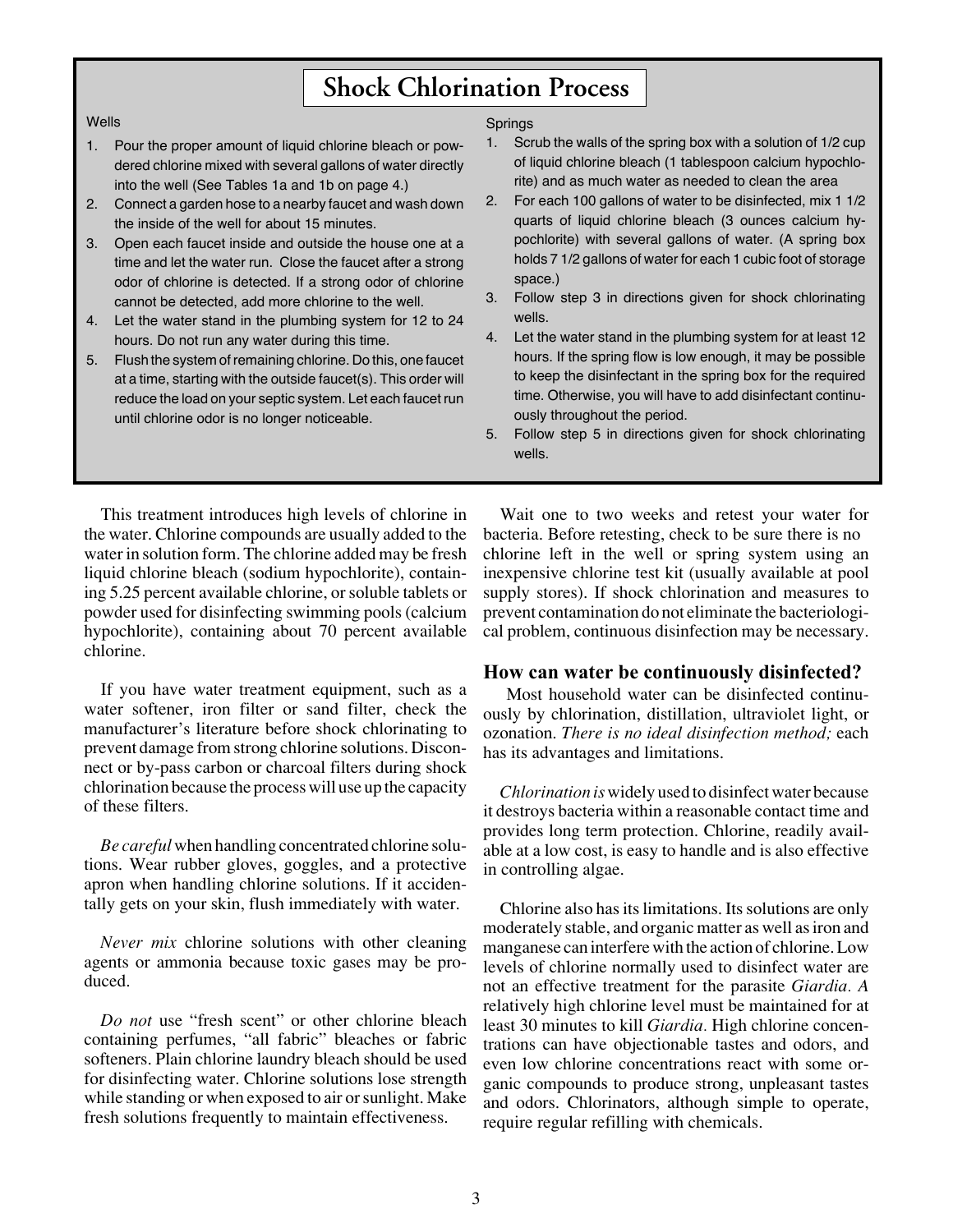## Shock Chlorination Process

**Wells**

1. Pour the proper amount of liquid chlorine bleach or powdered chlorine mixed with several gallons of water directly into the well (See Tables 1a and 1b on page 4.)
2. Connect a garden hose to a nearby faucet and wash down the inside of the well for about 15 minutes.
3. Open each faucet inside and outside the house one at a time and let the water run. Close the faucet after a strong odor of chlorine is detected. If a strong odor of chlorine cannot be detected, add more chlorine to the well.
4. Let the water stand in the plumbing system for 12 to 24 hours. Do not run any water during this time.
5. Flush the system of remaining chlorine. Do this, one faucet at a time, starting with the outside faucet(s). This order will reduce the load on your septic system. Let each faucet run until chlorine odor is no longer noticeable.

**Springs**

1. Scrub the walls of the spring box with a solution of 1/2 cup of liquid chlorine bleach (1 tablespoon calcium hypochlorite) and as much water as needed to clean the area
2. For each 100 gallons of water to be disinfected, mix 1 1/2 quarts of liquid chlorine bleach (3 ounces calcium hypochlorite) with several gallons of water. (A spring box holds 7 1/2 gallons of water for each 1 cubic foot of storage space.)
3. Follow step 3 in directions given for shock chlorinating wells.
4. Let the water stand in the plumbing system for at least 12 hours. If the spring flow is low enough, it may be possible to keep the disinfectant in the spring box for the required time. Otherwise, you will have to add disinfectant continuously throughout the period.
5. Follow step 5 in directions given for shock chlorinating wells.

This treatment introduces high levels of chlorine in the water. Chlorine compounds are usually added to the water in solution form. The chlorine added may be fresh liquid chlorine bleach (sodium hypochlorite), containing 5.25 percent available chlorine, or soluble tablets or powder used for disinfecting swimming pools (calcium hypochlorite), containing about 70 percent available chlorine.

If you have water treatment equipment, such as a water softener, iron filter or sand filter, check the manufacturer's literature before shock chlorinating to prevent damage from strong chlorine solutions. Disconnect or by-pass carbon or charcoal filters during shock chlorination because the process will use up the capacity of these filters.

*Be careful* when handling concentrated chlorine solutions. Wear rubber gloves, goggles, and a protective apron when handling chlorine solutions. If it accidentally gets on your skin, flush immediately with water.

*Never mix* chlorine solutions with other cleaning agents or ammonia because toxic gases may be produced.

*Do not* use "fresh scent" or other chlorine bleach containing perfumes, "all fabric" bleaches or fabric softeners. Plain chlorine laundry bleach should be used for disinfecting water. Chlorine solutions lose strength while standing or when exposed to air or sunlight. Make fresh solutions frequently to maintain effectiveness.

Wait one to two weeks and retest your water for bacteria. Before retesting, check to be sure there is no chlorine left in the well or spring system using an inexpensive chlorine test kit (usually available at pool supply stores). If shock chlorination and measures to prevent contamination do not eliminate the bacteriological problem, continuous disinfection may be necessary.

### How can water be continuously disinfected?

Most household water can be disinfected continuously by chlorination, distillation, ultraviolet light, or ozonation. *There is no ideal disinfection method;* each has its advantages and limitations.

*Chlorination is* widely used to disinfect water because it destroys bacteria within a reasonable contact time and provides long term protection. Chlorine, readily available at a low cost, is easy to handle and is also effective in controlling algae.

Chlorine also has its limitations. Its solutions are only moderately stable, and organic matter as well as iron and manganese can interfere with the action of chlorine. Low levels of chlorine normally used to disinfect water are not an effective treatment for the parasite *Giardia. A* relatively high chlorine level must be maintained for at least 30 minutes to kill *Giardia.* High chlorine concentrations can have objectionable tastes and odors, and even low chlorine concentrations react with some organic compounds to produce strong, unpleasant tastes and odors. Chlorinators, although simple to operate, require regular refilling with chemicals.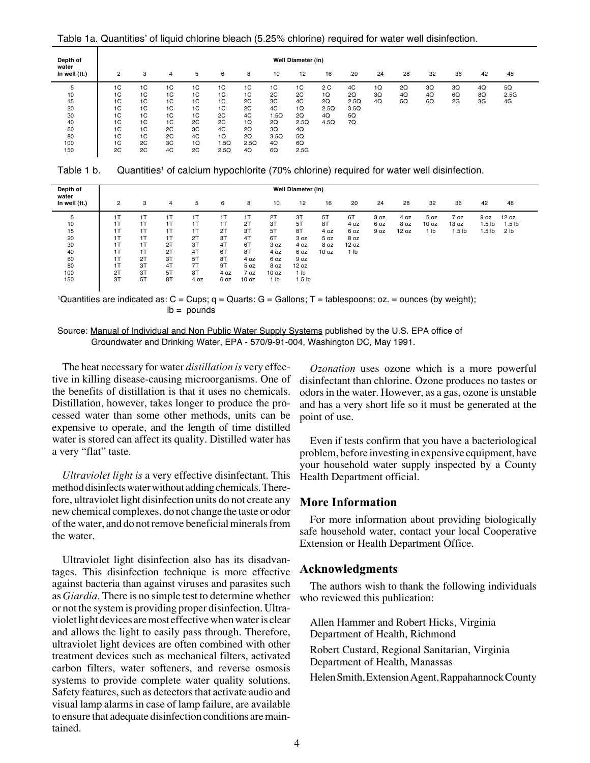Table 1a. Quantities' of liquid chlorine bleach (5.25% chlorine) required for water well disinfection.

| Depth of water In well (ft.) | Well Diameter (in) | | | | | | | | | | | | | | | |
|---|---|---|---|---|---|---|---|---|---|---|---|---|---|---|---|---|
| | 2 | 3 | 4 | 5 | 6 | 8 | 10 | 12 | 16 | 20 | 24 | 28 | 32 | 36 | 42 | 48 |
| 5 | 1C | 1C | 1C | 1C | 1C | 1C | 1C | 1C | 2 C | 4C | 1Q | 2Q | 3Q | 3Q | 4Q | 5Q |
| 10 | 1C | 1C | 1C | 1C | 1C | 1C | 2C | 2C | 1Q | 2Q | 3Q | 4Q | 4Q | 6Q | 8Q | 2.5G |
| 15 | 1C | 1C | 1C | 1C | 1C | 2C | 3C | 4C | 2Q | 2.5Q | 4Q | 5Q | 6Q | 2G | 3G | 4G |
| 20 | 1C | 1C | 1C | 1C | 1C | 2C | 4C | 1Q | 2.5Q | 3.5Q | | | | | | |
| 30 | 1C | 1C | 1C | 1C | 2C | 4C | 1.5Q | 2Q | 4Q | 5Q | | | | | | |
| 40 | 1C | 1C | 1C | 2C | 2C | 1Q | 2Q | 2.5Q | 4.5Q | 7Q | | | | | | |
| 60 | 1C | 1C | 2C | 3C | 4C | 2Q | 3Q | 4Q | | | | | | | | |
| 80 | 1C | 1C | 2C | 4C | 1Q | 2Q | 3.5Q | 5Q | | | | | | | | |
| 100 | 1C | 2C | 3C | 1Q | 1.5Q | 2.5Q | 4O | 6Q | | | | | | | | |
| 150 | 2C | 2C | 4C | 2C | 2.5Q | 4Q | 6Q | 2.5G | | | | | | | | |

Table 1 b. Quantities[1] of calcium hypochlorite (70% chlorine) required for water well disinfection.

| Depth of water In well (ft.) | Well Diameter (in) | | | | | | | | | | | | | | | |
|---|---|---|---|---|---|---|---|---|---|---|---|---|---|---|---|---|
| | 2 | 3 | 4 | 5 | 6 | 8 | 10 | 12 | 16 | 20 | 24 | 28 | 32 | 36 | 42 | 48 |
| 5 | 1T | 1T | 1T | 1T | 1T | 1T | 2T | 3T | 5T | 6T | 3 oz | 4 oz | 5 oz | 7 oz | 9 oz | 12 oz |
| 10 | 1T | 1T | 1T | 1T | 1T | 2T | 3T | 5T | 8T | 4 oz | 6 oz | 8 oz | 10 oz | 13 oz | 1.5 lb | 1.5 lb |
| 15 | 1T | 1T | 1T | 1T | 2T | 3T | 5T | 8T | 4 oz | 6 oz | 9 oz | 12 oz | 1 lb | 1.5 lb | 1.5 lb | 2 lb |
| 20 | 1T | 1T | 1T | 2T | 3T | 4T | 6T | 3 oz | 5 oz | 8 oz | | | | | | |
| 30 | 1T | 1T | 2T | 3T | 4T | 6T | 3 oz | 4 oz | 8 oz | 12 oz | | | | | | |
| 40 | 1T | 1T | 2T | 4T | 6T | 8T | 4 oz | 6 oz | 10 oz | 1 lb | | | | | | |
| 60 | 1T | 2T | 3T | 5T | 8T | 4 oz | 6 oz | 9 oz | | | | | | | | |
| 80 | 1T | 3T | 4T | 7T | 9T | 5 oz | 8 oz | 12 oz | | | | | | | | |
| 100 | 2T | 3T | 5T | 8T | 4 oz | 7 oz | 10 oz | 1 lb | | | | | | | | |
| 150 | 3T | 5T | 8T | 4 oz | 6 oz | 10 oz | 1 lb | 1.5 lb | | | | | | | | |

[1]Quantities are indicated as: C = Cups; q = Quarts: G = Gallons; T = tablespoons; oz. = ounces (by weight); lb = pounds

Source: Manual of Individual and Non Public Water Supply Systems published by the U.S. EPA office of Groundwater and Drinking Water, EPA - 570/9-91-004, Washington DC, May 1991.

The heat necessary for water *distillation is* very effective in killing disease-causing microorganisms. One of the benefits of distillation is that it uses no chemicals. Distillation, however, takes longer to produce the processed water than some other methods, units can be expensive to operate, and the length of time distilled water is stored can affect its quality. Distilled water has a very "flat" taste.

*Ultraviolet light is* a very effective disinfectant. This method disinfects water without adding chemicals. Therefore, ultraviolet light disinfection units do not create any new chemical complexes, do not change the taste or odor of the water, and do not remove beneficial minerals from the water.

Ultraviolet light disinfection also has its disadvantages. This disinfection technique is more effective against bacteria than against viruses and parasites such as *Giardia.* There is no simple test to determine whether or not the system is providing proper disinfection. Ultraviolet light devices are most effective when water is clear and allows the light to easily pass through. Therefore, ultraviolet light devices are often combined with other treatment devices such as mechanical filters, activated carbon filters, water softeners, and reverse osmosis systems to provide complete water quality solutions. Safety features, such as detectors that activate audio and visual lamp alarms in case of lamp failure, are available to ensure that adequate disinfection conditions are maintained.

*Ozonation* uses ozone which is a more powerful disinfectant than chlorine. Ozone produces no tastes or odors in the water. However, as a gas, ozone is unstable and has a very short life so it must be generated at the point of use.

Even if tests confirm that you have a bacteriological problem, before investing in expensive equipment, have your household water supply inspected by a County Health Department official.

## More Information

For more information about providing biologically safe household water, contact your local Cooperative Extension or Health Department Office.

## Acknowledgments

The authors wish to thank the following individuals who reviewed this publication:

Allen Hammer and Robert Hicks, Virginia Department of Health, Richmond

Robert Custard, Regional Sanitarian, Virginia Department of Health, Manassas

Helen Smith, Extension Agent, Rappahannock County